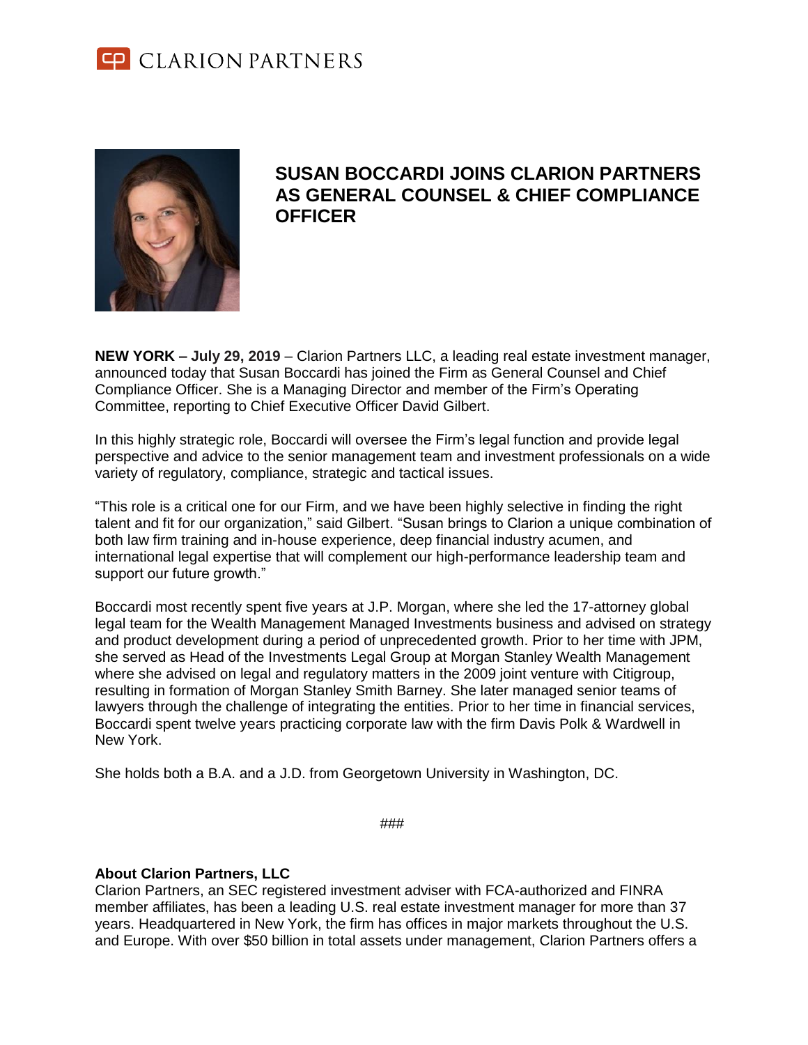CLARION PARTNERS

# SUSAN BOCCARDI JOINS CLARION PARTNERS AS GENERAL COUNSEL & CHIEF COMPLIANCE OFFICER

**NEW YORK – July 29, 2019** – Clarion Partners LLC, a leading real estate investment manager, announced today that Susan Boccardi has joined the Firm as General Counsel and Chief Compliance Officer. She is a Managing Director and member of the Firm's Operating Committee, reporting to Chief Executive Officer David Gilbert.

In this highly strategic role, Boccardi will oversee the Firm's legal function and provide legal perspective and advice to the senior management team and investment professionals on a wide variety of regulatory, compliance, strategic and tactical issues.

"This role is a critical one for our Firm, and we have been highly selective in finding the right talent and fit for our organization," said Gilbert. "Susan brings to Clarion a unique combination of both law firm training and in-house experience, deep financial industry acumen, and international legal expertise that will complement our high-performance leadership team and support our future growth."

Boccardi most recently spent five years at J.P. Morgan, where she led the 17-attorney global legal team for the Wealth Management Managed Investments business and advised on strategy and product development during a period of unprecedented growth. Prior to her time with JPM, she served as Head of the Investments Legal Group at Morgan Stanley Wealth Management where she advised on legal and regulatory matters in the 2009 joint venture with Citigroup, resulting in formation of Morgan Stanley Smith Barney. She later managed senior teams of lawyers through the challenge of integrating the entities. Prior to her time in financial services, Boccardi spent twelve years practicing corporate law with the firm Davis Polk & Wardwell in New York.

She holds both a B.A. and a J.D. from Georgetown University in Washington, DC.

###

**About Clarion Partners, LLC**
Clarion Partners, an SEC registered investment adviser with FCA-authorized and FINRA member affiliates, has been a leading U.S. real estate investment manager for more than 37 years. Headquartered in New York, the firm has offices in major markets throughout the U.S. and Europe. With over $50 billion in total assets under management, Clarion Partners offers a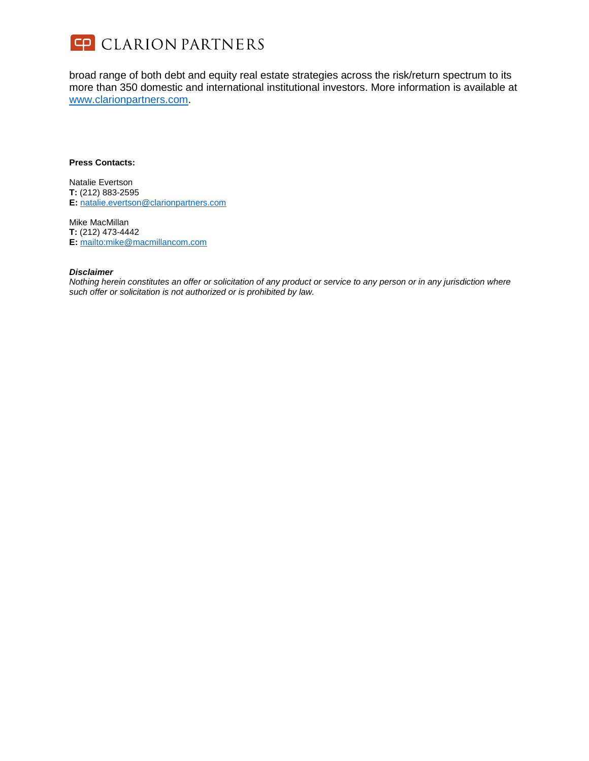broad range of both debt and equity real estate strategies across the risk/return spectrum to its more than 350 domestic and international institutional investors. More information is available at www.clarionpartners.com.

**Press Contacts:**

Natalie Evertson
**T:** (212) 883-2595
**E:** natalie.evertson@clarionpartners.com

Mike MacMillan
**T:** (212) 473-4442
**E:** mailto:mike@macmillancom.com

***Disclaimer***
*Nothing herein constitutes an offer or solicitation of any product or service to any person or in any jurisdiction where such offer or solicitation is not authorized or is prohibited by law.*